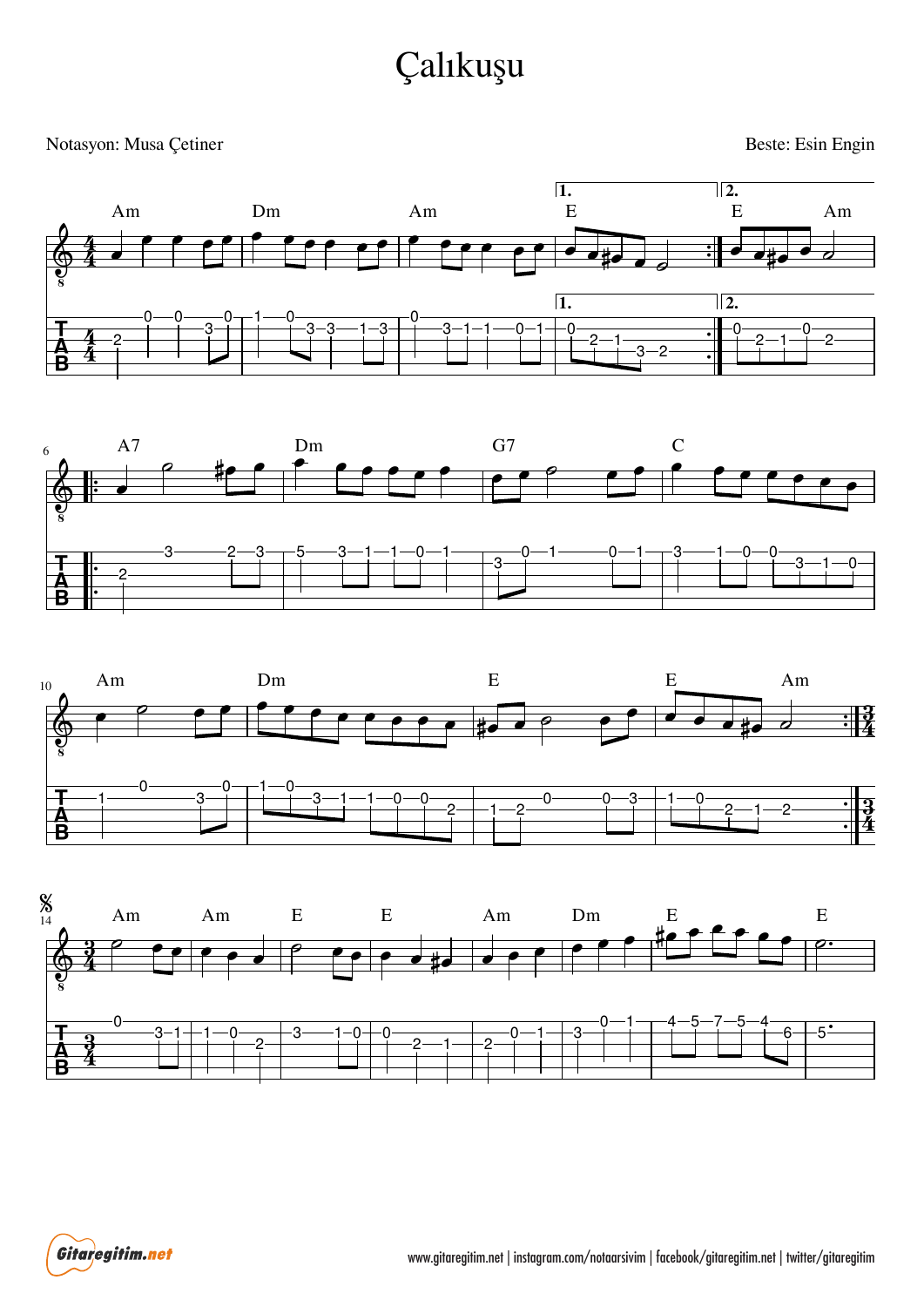# Çalıkuşu

Notasyon: Musa Çetiner

Beste: Esin Engin